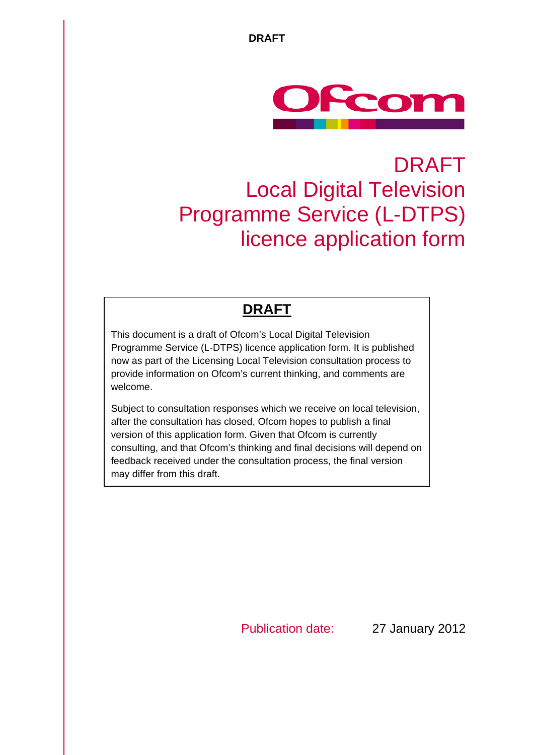DRAFT

# DRAFT Local Digital Television Programme Service (L-DTPS) licence application form

## DRAFT

This document is a draft of Ofcom's Local Digital Television Programme Service (L-DTPS) licence application form. It is published now as part of the Licensing Local Television consultation process to provide information on Ofcom's current thinking, and comments are welcome.

Subject to consultation responses which we receive on local television, after the consultation has closed, Ofcom hopes to publish a final version of this application form. Given that Ofcom is currently consulting, and that Ofcom's thinking and final decisions will depend on feedback received under the consultation process, the final version may differ from this draft.

Publication date: 27 January 2012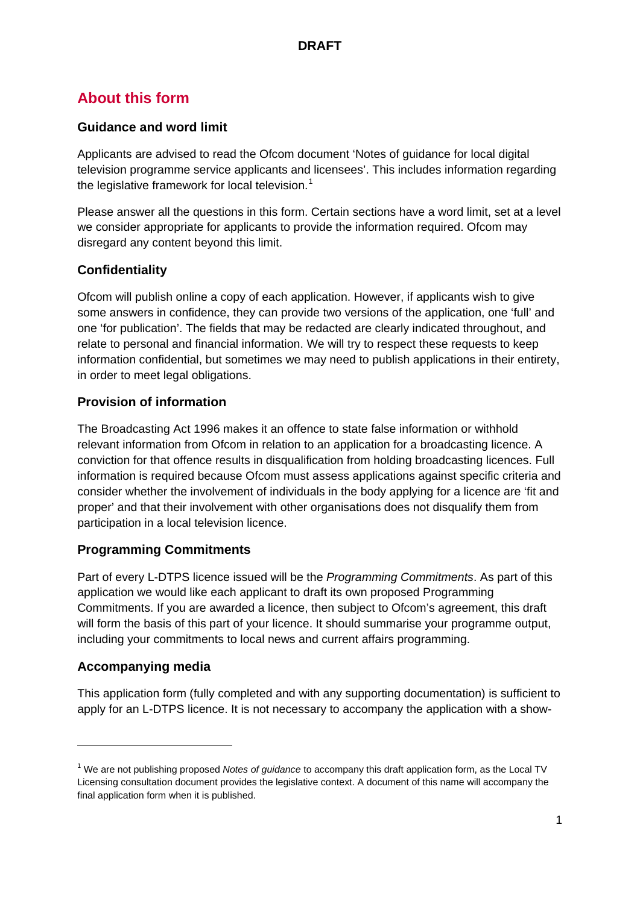**DRAFT**

## About this form

### Guidance and word limit

Applicants are advised to read the Ofcom document 'Notes of guidance for local digital television programme service applicants and licensees'. This includes information regarding the legislative framework for local television.[1]

Please answer all the questions in this form. Certain sections have a word limit, set at a level we consider appropriate for applicants to provide the information required. Ofcom may disregard any content beyond this limit.

### Confidentiality

Ofcom will publish online a copy of each application. However, if applicants wish to give some answers in confidence, they can provide two versions of the application, one 'full' and one 'for publication'. The fields that may be redacted are clearly indicated throughout, and relate to personal and financial information. We will try to respect these requests to keep information confidential, but sometimes we may need to publish applications in their entirety, in order to meet legal obligations.

### Provision of information

The Broadcasting Act 1996 makes it an offence to state false information or withhold relevant information from Ofcom in relation to an application for a broadcasting licence. A conviction for that offence results in disqualification from holding broadcasting licences. Full information is required because Ofcom must assess applications against specific criteria and consider whether the involvement of individuals in the body applying for a licence are 'fit and proper' and that their involvement with other organisations does not disqualify them from participation in a local television licence.

### Programming Commitments

Part of every L-DTPS licence issued will be the *Programming Commitments*. As part of this application we would like each applicant to draft its own proposed Programming Commitments. If you are awarded a licence, then subject to Ofcom's agreement, this draft will form the basis of this part of your licence. It should summarise your programme output, including your commitments to local news and current affairs programming.

### Accompanying media

This application form (fully completed and with any supporting documentation) is sufficient to apply for an L-DTPS licence. It is not necessary to accompany the application with a show-

---

[1] We are not publishing proposed *Notes of guidance* to accompany this draft application form, as the Local TV Licensing consultation document provides the legislative context. A document of this name will accompany the final application form when it is published.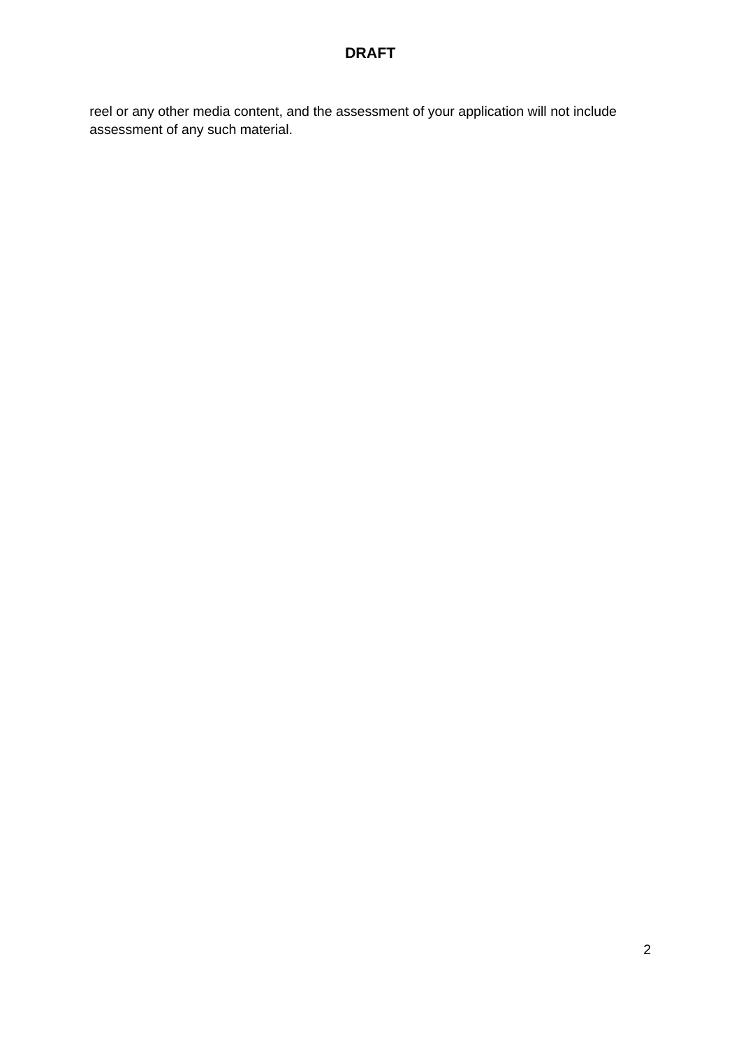reel or any other media content, and the assessment of your application will not include assessment of any such material.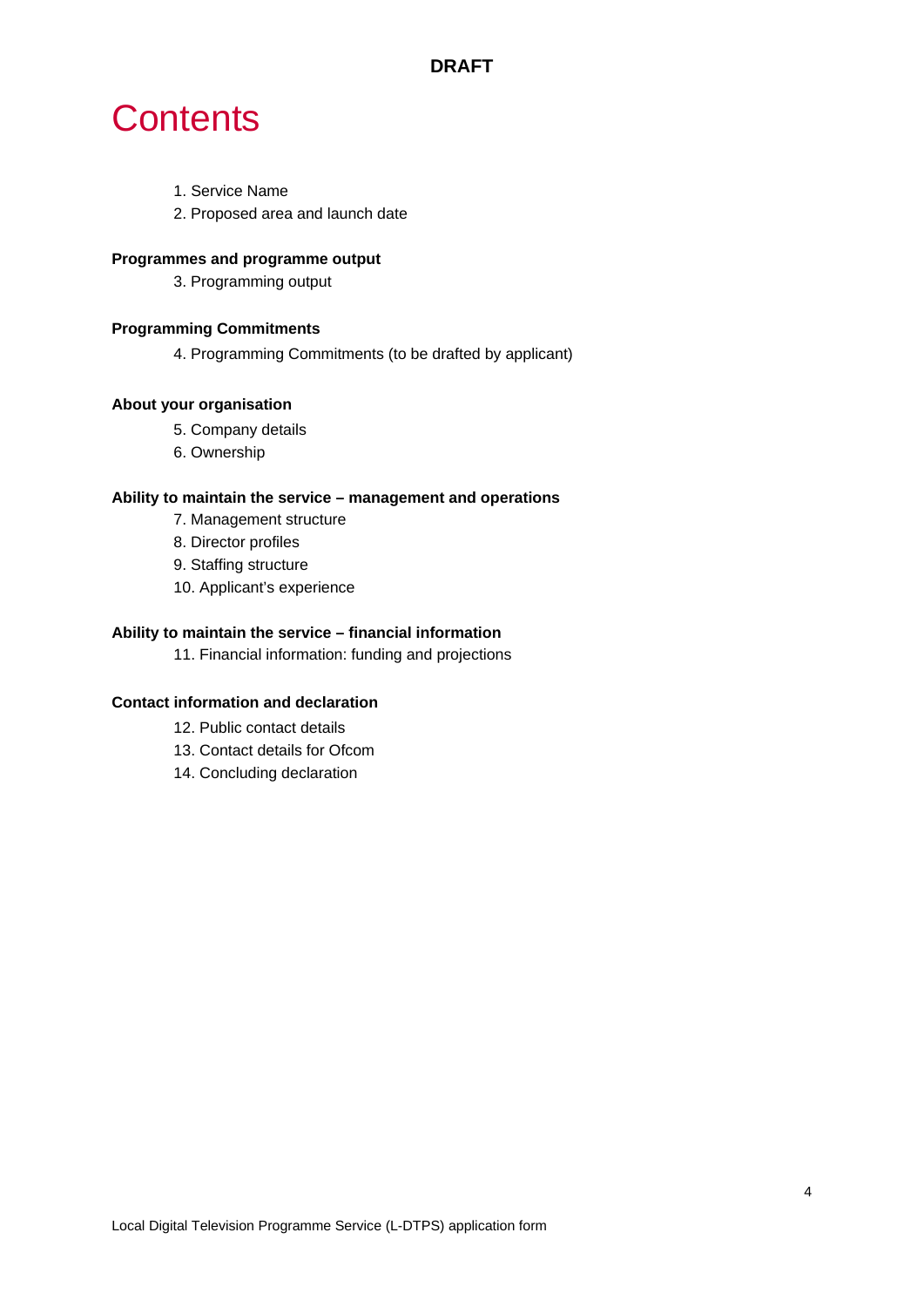**DRAFT**

# Contents

1. Service Name
2. Proposed area and launch date

**Programmes and programme output**

3. Programming output

**Programming Commitments**

4. Programming Commitments (to be drafted by applicant)

**About your organisation**

5. Company details
6. Ownership

**Ability to maintain the service – management and operations**

7. Management structure
8. Director profiles
9. Staffing structure
10. Applicant's experience

**Ability to maintain the service – financial information**

11. Financial information: funding and projections

**Contact information and declaration**

12. Public contact details
13. Contact details for Ofcom
14. Concluding declaration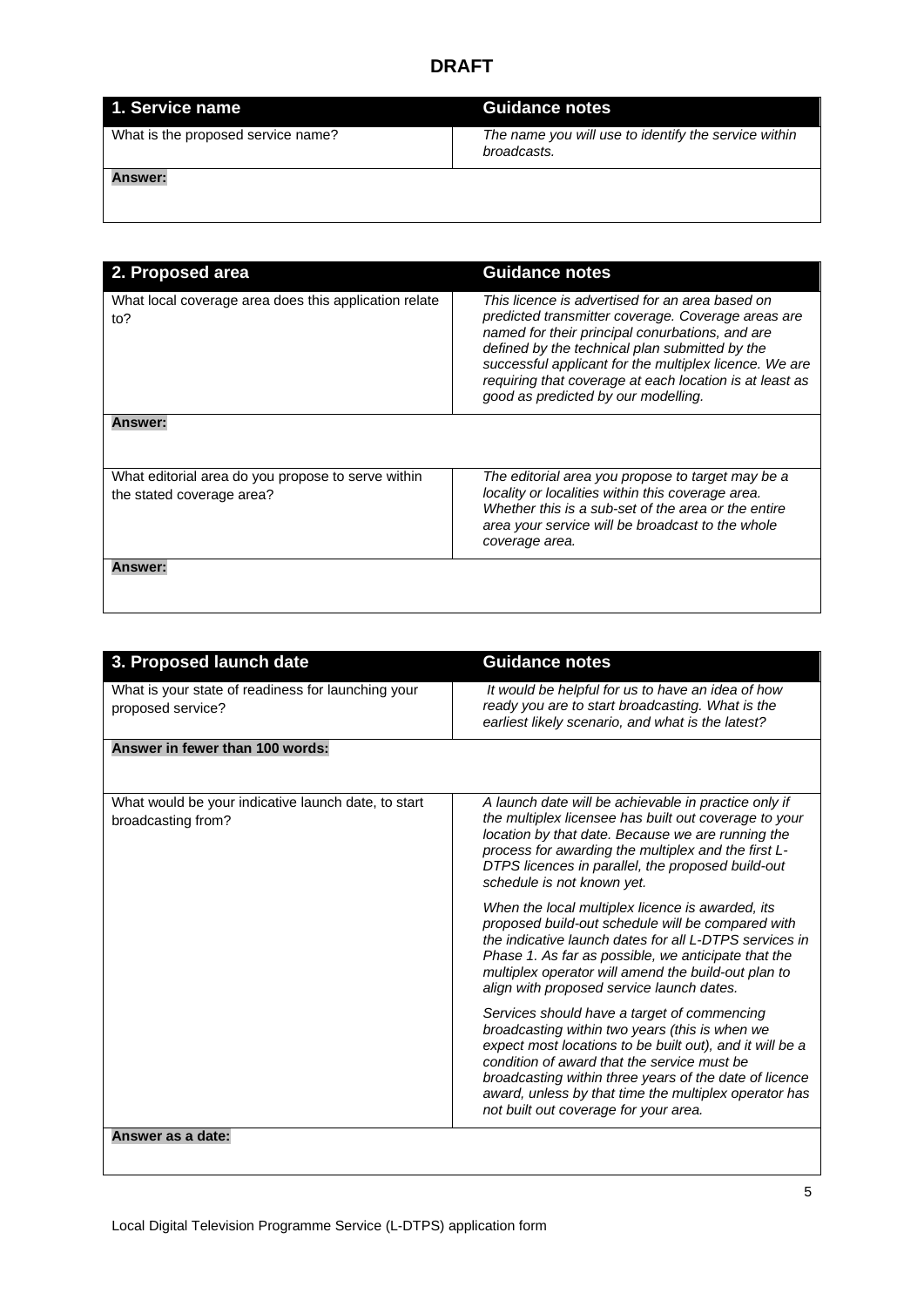**DRAFT**

| 1. Service name | Guidance notes |
|---|---|
| What is the proposed service name? | *The name you will use to identify the service within broadcasts.* |
| **Answer:** | |

| 2. Proposed area | Guidance notes |
|---|---|
| What local coverage area does this application relate to? | *This licence is advertised for an area based on predicted transmitter coverage. Coverage areas are named for their principal conurbations, and are defined by the technical plan submitted by the successful applicant for the multiplex licence. We are requiring that coverage at each location is at least as good as predicted by our modelling.* |
| **Answer:** | |
| What editorial area do you propose to serve within the stated coverage area? | *The editorial area you propose to target may be a locality or localities within this coverage area. Whether this is a sub-set of the area or the entire area your service will be broadcast to the whole coverage area.* |
| **Answer:** | |

| 3. Proposed launch date | Guidance notes |
|---|---|
| What is your state of readiness for launching your proposed service? | *It would be helpful for us to have an idea of how ready you are to start broadcasting. What is the earliest likely scenario, and what is the latest?* |
| **Answer in fewer than 100 words:** | |
| What would be your indicative launch date, to start broadcasting from? | *A launch date will be achievable in practice only if the multiplex licensee has built out coverage to your location by that date. Because we are running the process for awarding the multiplex and the first L-DTPS licences in parallel, the proposed build-out schedule is not known yet.*<br><br>*When the local multiplex licence is awarded, its proposed build-out schedule will be compared with the indicative launch dates for all L-DTPS services in Phase 1. As far as possible, we anticipate that the multiplex operator will amend the build-out plan to align with proposed service launch dates.*<br><br>*Services should have a target of commencing broadcasting within two years (this is when we expect most locations to be built out), and it will be a condition of award that the service must be broadcasting within three years of the date of licence award, unless by that time the multiplex operator has not built out coverage for your area.* |
| **Answer as a date:** | |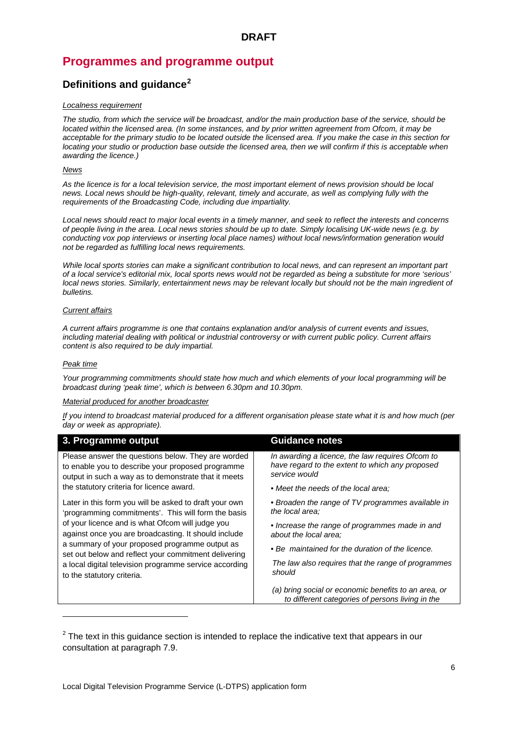DRAFT

# Programmes and programme output

## Definitions and guidance[2]

Localness requirement

*The studio, from which the service will be broadcast, and/or the main production base of the service, should be located within the licensed area. (In some instances, and by prior written agreement from Ofcom, it may be acceptable for the primary studio to be located outside the licensed area. If you make the case in this section for locating your studio or production base outside the licensed area, then we will confirm if this is acceptable when awarding the licence.)*

News

*As the licence is for a local television service, the most important element of news provision should be local news. Local news should be high-quality, relevant, timely and accurate, as well as complying fully with the requirements of the Broadcasting Code, including due impartiality.*

*Local news should react to major local events in a timely manner, and seek to reflect the interests and concerns of people living in the area. Local news stories should be up to date. Simply localising UK-wide news (e.g. by conducting vox pop interviews or inserting local place names) without local news/information generation would not be regarded as fulfilling local news requirements.*

*While local sports stories can make a significant contribution to local news, and can represent an important part of a local service's editorial mix, local sports news would not be regarded as being a substitute for more 'serious' local news stories. Similarly, entertainment news may be relevant locally but should not be the main ingredient of bulletins.*

Current affairs

*A current affairs programme is one that contains explanation and/or analysis of current events and issues, including material dealing with political or industrial controversy or with current public policy. Current affairs content is also required to be duly impartial.*

Peak time

*Your programming commitments should state how much and which elements of your local programming will be broadcast during 'peak time', which is between 6.30pm and 10.30pm.*

Material produced for another broadcaster

*If you intend to broadcast material produced for a different organisation please state what it is and how much (per day or week as appropriate).*

| 3. Programme output | Guidance notes |
|---|---|
| Please answer the questions below. They are worded to enable you to describe your proposed programme output in such a way as to demonstrate that it meets the statutory criteria for licence award.<br><br>Later in this form you will be asked to draft your own 'programming commitments'. This will form the basis of your licence and is what Ofcom will judge you against once you are broadcasting. It should include a summary of your proposed programme output as set out below and reflect your commitment delivering a local digital television programme service according to the statutory criteria. | *In awarding a licence, the law requires Ofcom to have regard to the extent to which any proposed service would*<br><br>*• Meet the needs of the local area;*<br><br>*• Broaden the range of TV programmes available in the local area;*<br><br>*• Increase the range of programmes made in and about the local area;*<br><br>*• Be maintained for the duration of the licence.*<br><br>*The law also requires that the range of programmes should*<br><br>*(a) bring social or economic benefits to an area, or to different categories of persons living in the* |

[2] The text in this guidance section is intended to replace the indicative text that appears in our consultation at paragraph 7.9.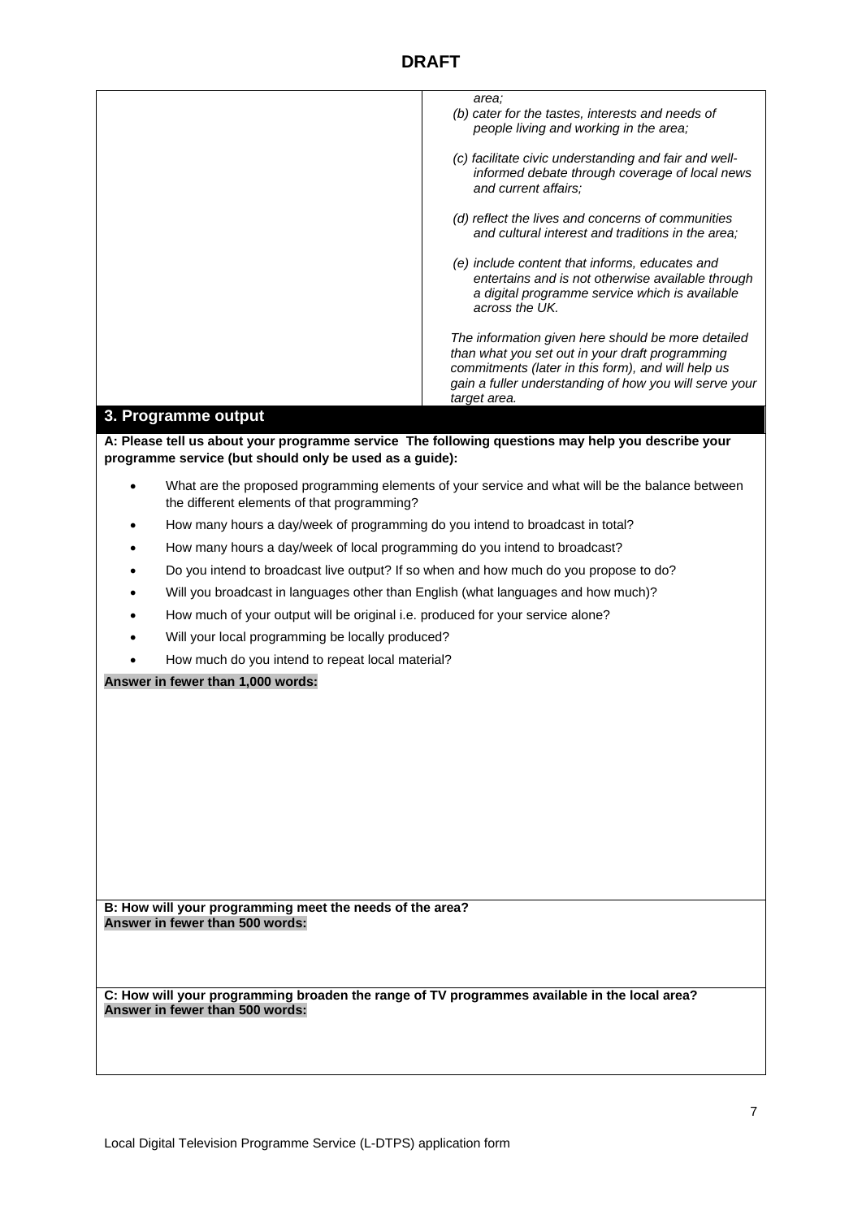**DRAFT**

*area;*

*(b) cater for the tastes, interests and needs of people living and working in the area;*

*(c) facilitate civic understanding and fair and well-informed debate through coverage of local news and current affairs;*

*(d) reflect the lives and concerns of communities and cultural interest and traditions in the area;*

*(e) include content that informs, educates and entertains and is not otherwise available through a digital programme service which is available across the UK.*

*The information given here should be more detailed than what you set out in your draft programming commitments (later in this form), and will help us gain a fuller understanding of how you will serve your target area.*

## 3. Programme output

**A: Please tell us about your programme service The following questions may help you describe your programme service (but should only be used as a guide):**

- What are the proposed programming elements of your service and what will be the balance between the different elements of that programming?
- How many hours a day/week of programming do you intend to broadcast in total?
- How many hours a day/week of local programming do you intend to broadcast?
- Do you intend to broadcast live output? If so when and how much do you propose to do?
- Will you broadcast in languages other than English (what languages and how much)?
- How much of your output will be original i.e. produced for your service alone?
- Will your local programming be locally produced?
- How much do you intend to repeat local material?

**Answer in fewer than 1,000 words:**

**B: How will your programming meet the needs of the area?**
**Answer in fewer than 500 words:**

**C: How will your programming broaden the range of TV programmes available in the local area?**
**Answer in fewer than 500 words:**

Local Digital Television Programme Service (L-DTPS) application form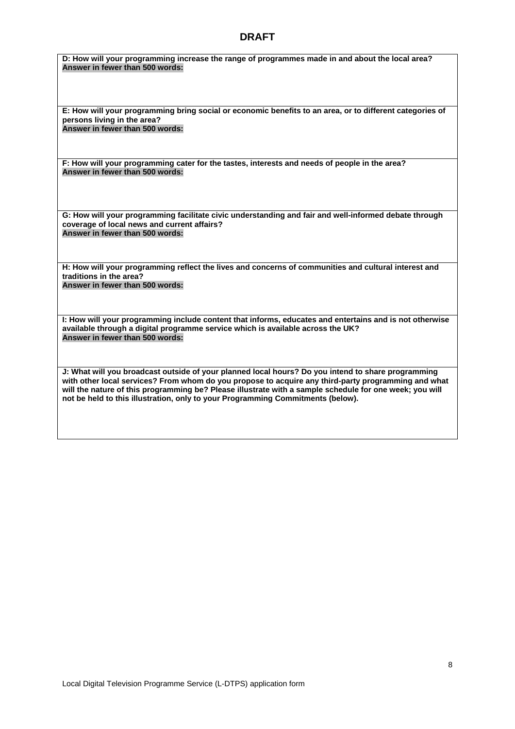# DRAFT

**D: How will your programming increase the range of programmes made in and about the local area?**
**Answer in fewer than 500 words:**

**E: How will your programming bring social or economic benefits to an area, or to different categories of persons living in the area?**
**Answer in fewer than 500 words:**

**F: How will your programming cater for the tastes, interests and needs of people in the area?**
**Answer in fewer than 500 words:**

**G: How will your programming facilitate civic understanding and fair and well-informed debate through coverage of local news and current affairs?**
**Answer in fewer than 500 words:**

**H: How will your programming reflect the lives and concerns of communities and cultural interest and traditions in the area?**
**Answer in fewer than 500 words:**

**I: How will your programming include content that informs, educates and entertains and is not otherwise available through a digital programme service which is available across the UK?**
**Answer in fewer than 500 words:**

**J: What will you broadcast outside of your planned local hours? Do you intend to share programming with other local services? From whom do you propose to acquire any third-party programming and what will the nature of this programming be? Please illustrate with a sample schedule for one week; you will not be held to this illustration, only to your Programming Commitments (below).**

Local Digital Television Programme Service (L-DTPS) application form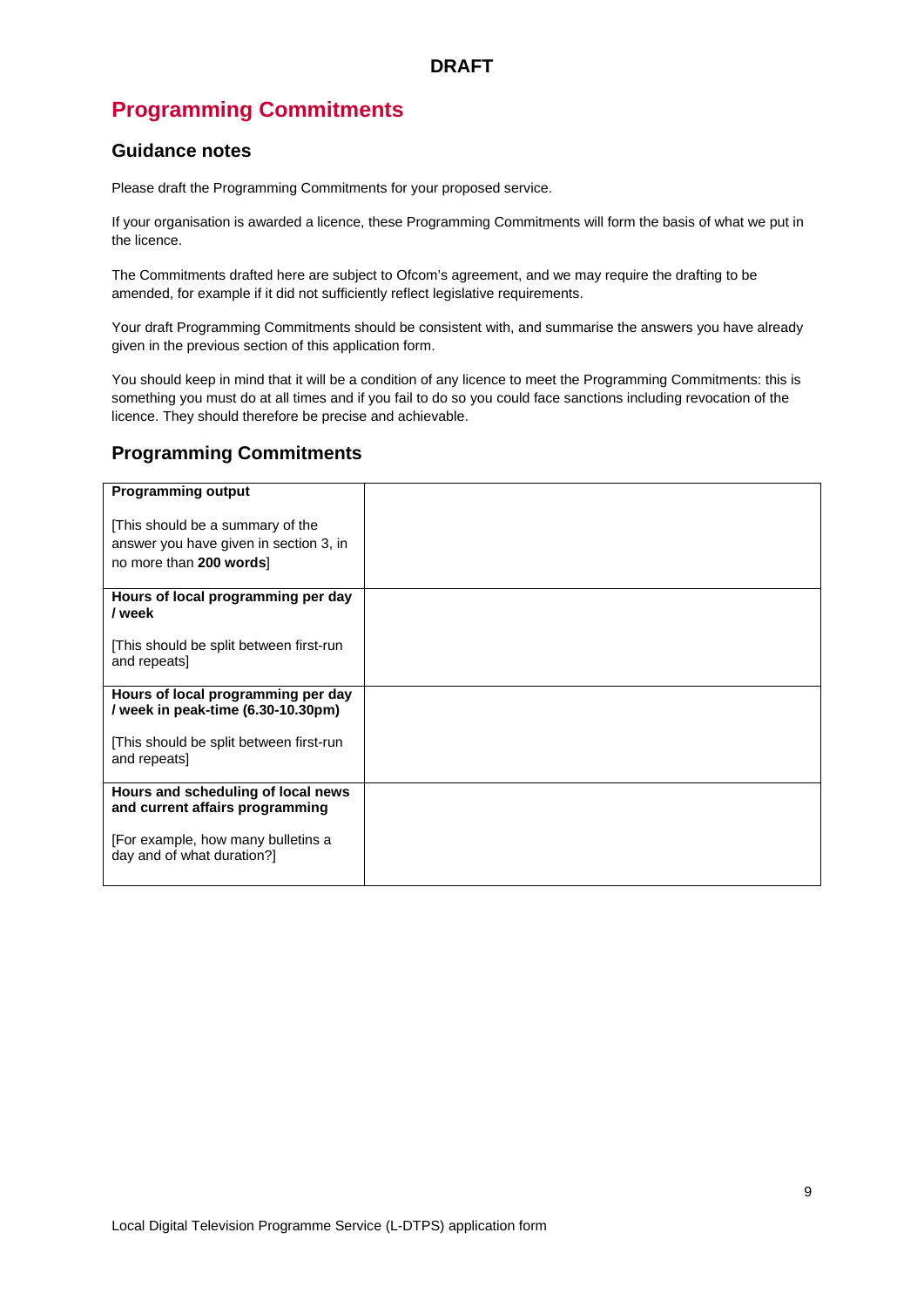**DRAFT**

# Programming Commitments

## Guidance notes

Please draft the Programming Commitments for your proposed service.

If your organisation is awarded a licence, these Programming Commitments will form the basis of what we put in the licence.

The Commitments drafted here are subject to Ofcom's agreement, and we may require the drafting to be amended, for example if it did not sufficiently reflect legislative requirements.

Your draft Programming Commitments should be consistent with, and summarise the answers you have already given in the previous section of this application form.

You should keep in mind that it will be a condition of any licence to meet the Programming Commitments: this is something you must do at all times and if you fail to do so you could face sanctions including revocation of the licence. They should therefore be precise and achievable.

## Programming Commitments

| | |
|---|---|
| **Programming output**<br><br>[This should be a summary of the answer you have given in section 3, in no more than **200 words**] | |
| **Hours of local programming per day / week**<br><br>[This should be split between first-run and repeats] | |
| **Hours of local programming per day / week in peak-time (6.30-10.30pm)**<br><br>[This should be split between first-run and repeats] | |
| **Hours and scheduling of local news and current affairs programming**<br><br>[For example, how many bulletins a day and of what duration?] | |

Local Digital Television Programme Service (L-DTPS) application form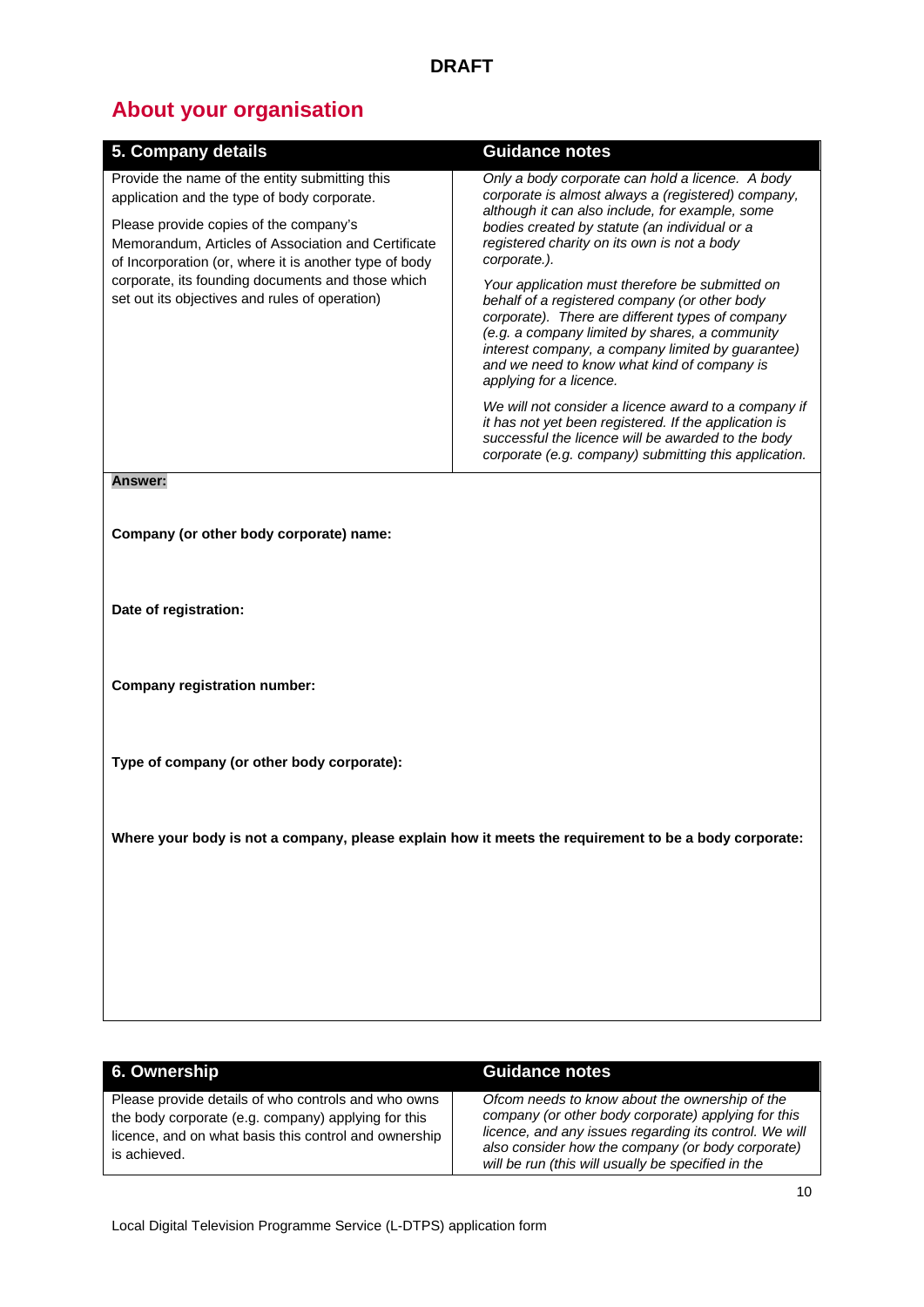# About your organisation

| 5. Company details | Guidance notes |
| --- | --- |
| Provide the name of the entity submitting this application and the type of body corporate.<br><br>Please provide copies of the company's Memorandum, Articles of Association and Certificate of Incorporation (or, where it is another type of body corporate, its founding documents and those which set out its objectives and rules of operation) | *Only a body corporate can hold a licence. A body corporate is almost always a (registered) company, although it can also include, for example, some bodies created by statute (an individual or a registered charity on its own is not a body corporate.).*<br><br>*Your application must therefore be submitted on behalf of a registered company (or other body corporate). There are different types of company (e.g. a company limited by shares, a community interest company, a company limited by guarantee) and we need to know what kind of company is applying for a licence.*<br><br>*We will not consider a licence award to a company if it has not yet been registered. If the application is successful the licence will be awarded to the body corporate (e.g. company) submitting this application.* |

**Answer:**

**Company (or other body corporate) name:**

**Date of registration:**

**Company registration number:**

**Type of company (or other body corporate):**

**Where your body is not a company, please explain how it meets the requirement to be a body corporate:**

| 6. Ownership | Guidance notes |
| --- | --- |
| Please provide details of who controls and who owns the body corporate (e.g. company) applying for this licence, and on what basis this control and ownership is achieved. | *Ofcom needs to know about the ownership of the company (or other body corporate) applying for this licence, and any issues regarding its control. We will also consider how the company (or body corporate) will be run (this will usually be specified in the* |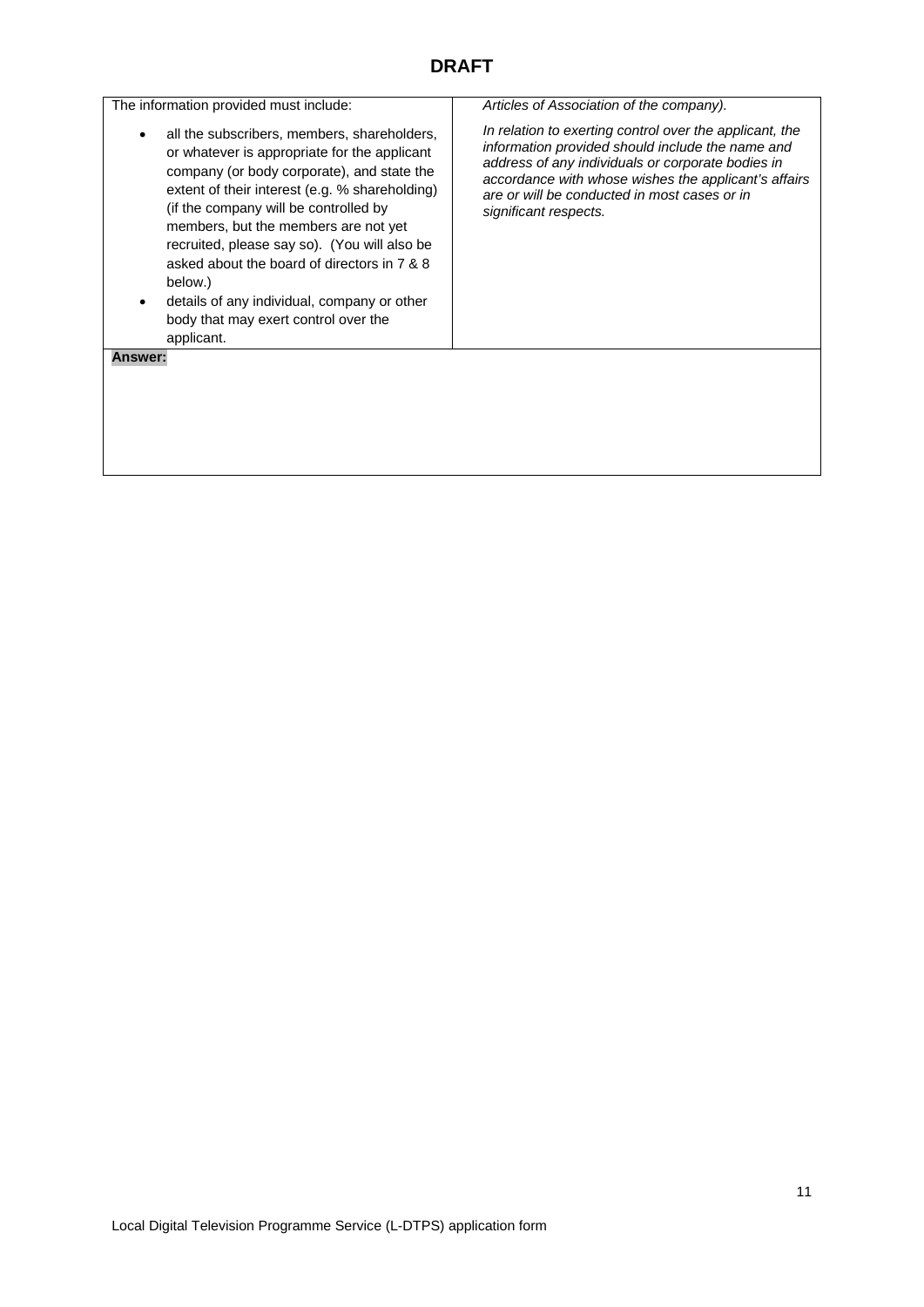**DRAFT**

| The information provided must include: | *Articles of Association of the company).* |
|---|---|
| • all the subscribers, members, shareholders, or whatever is appropriate for the applicant company (or body corporate), and state the extent of their interest (e.g. % shareholding) (if the company will be controlled by members, but the members are not yet recruited, please say so). (You will also be asked about the board of directors in 7 & 8 below.)<br>• details of any individual, company or other body that may exert control over the applicant. | *In relation to exerting control over the applicant, the information provided should include the name and address of any individuals or corporate bodies in accordance with whose wishes the applicant's affairs are or will be conducted in most cases or in significant respects.* |
| **Answer:** | |

Local Digital Television Programme Service (L-DTPS) application form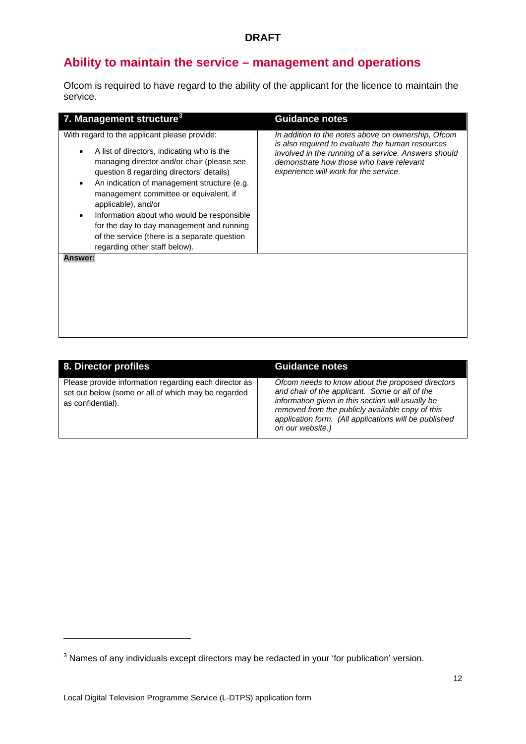**DRAFT**

## Ability to maintain the service – management and operations

Ofcom is required to have regard to the ability of the applicant for the licence to maintain the service.

| 7. Management structure[3] | Guidance notes |
|---|---|
| With regard to the applicant please provide:<br>• A list of directors, indicating who is the managing director and/or chair (please see question 8 regarding directors' details)<br>• An indication of management structure (e.g. management committee or equivalent, if applicable), and/or<br>• Information about who would be responsible for the day to day management and running of the service (there is a separate question regarding other staff below). | *In addition to the notes above on ownership, Ofcom is also required to evaluate the human resources involved in the running of a service. Answers should demonstrate how those who have relevant experience will work for the service.* |
| **Answer:** | |

| 8. Director profiles | Guidance notes |
|---|---|
| Please provide information regarding each director as set out below (some or all of which may be regarded as confidential). | *Ofcom needs to know about the proposed directors and chair of the applicant. Some or all of the information given in this section will usually be removed from the publicly available copy of this application form. (All applications will be published on our website.)* |

[3] Names of any individuals except directors may be redacted in your 'for publication' version.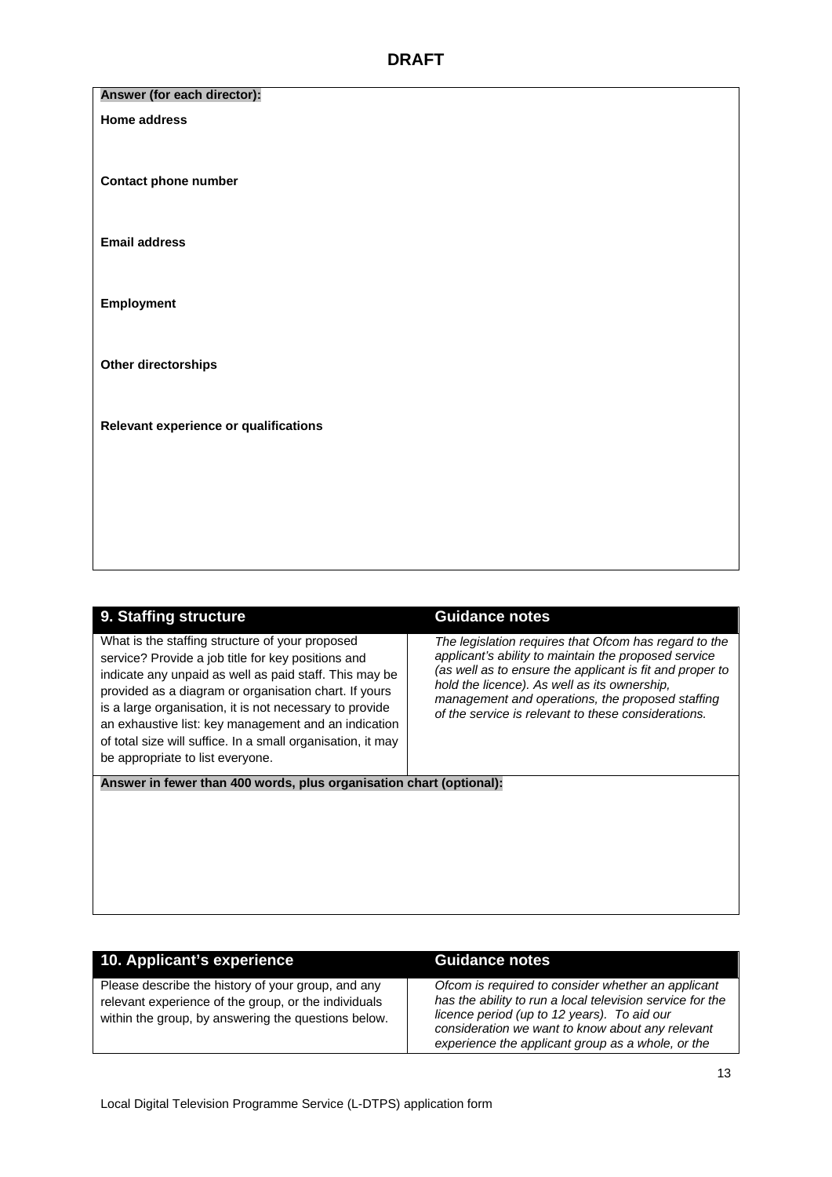DRAFT

**Answer (for each director):**

**Home address**

**Contact phone number**

**Email address**

**Employment**

**Other directorships**

**Relevant experience or qualifications**

| 9. Staffing structure | Guidance notes |
|---|---|
| What is the staffing structure of your proposed service? Provide a job title for key positions and indicate any unpaid as well as paid staff. This may be provided as a diagram or organisation chart. If yours is a large organisation, it is not necessary to provide an exhaustive list: key management and an indication of total size will suffice. In a small organisation, it may be appropriate to list everyone. | *The legislation requires that Ofcom has regard to the applicant's ability to maintain the proposed service (as well as to ensure the applicant is fit and proper to hold the licence). As well as its ownership, management and operations, the proposed staffing of the service is relevant to these considerations.* |

**Answer in fewer than 400 words, plus organisation chart (optional):**

| 10. Applicant's experience | Guidance notes |
|---|---|
| Please describe the history of your group, and any relevant experience of the group, or the individuals within the group, by answering the questions below. | *Ofcom is required to consider whether an applicant has the ability to run a local television service for the licence period (up to 12 years). To aid our consideration we want to know about any relevant experience the applicant group as a whole, or the* |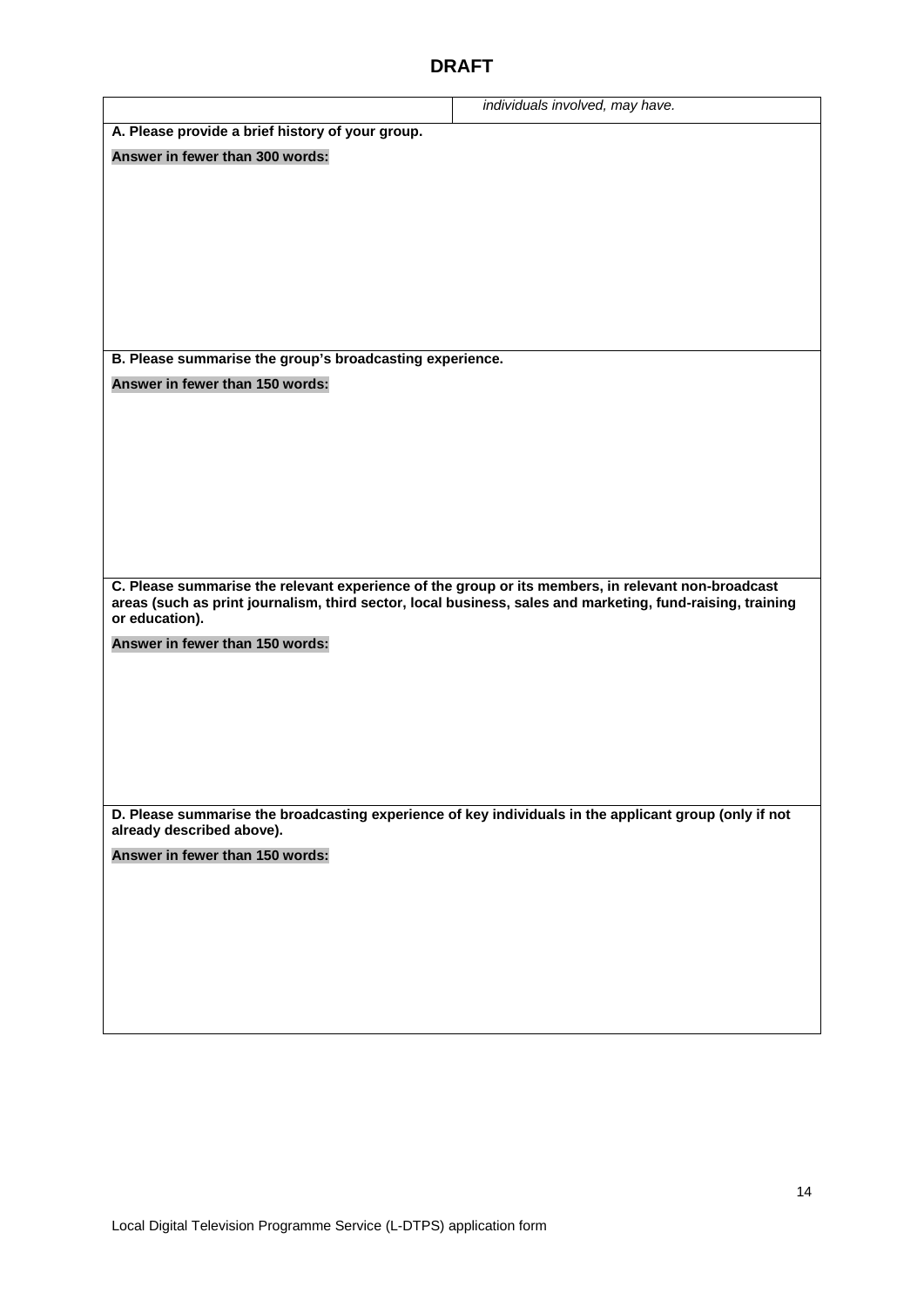**DRAFT**

| | *individuals involved, may have.* |
|---|---|

**A. Please provide a brief history of your group.**

**Answer in fewer than 300 words:**

**B. Please summarise the group's broadcasting experience.**

**Answer in fewer than 150 words:**

**C. Please summarise the relevant experience of the group or its members, in relevant non-broadcast areas (such as print journalism, third sector, local business, sales and marketing, fund-raising, training or education).**

**Answer in fewer than 150 words:**

**D. Please summarise the broadcasting experience of key individuals in the applicant group (only if not already described above).**

**Answer in fewer than 150 words:**

Local Digital Television Programme Service (L-DTPS) application form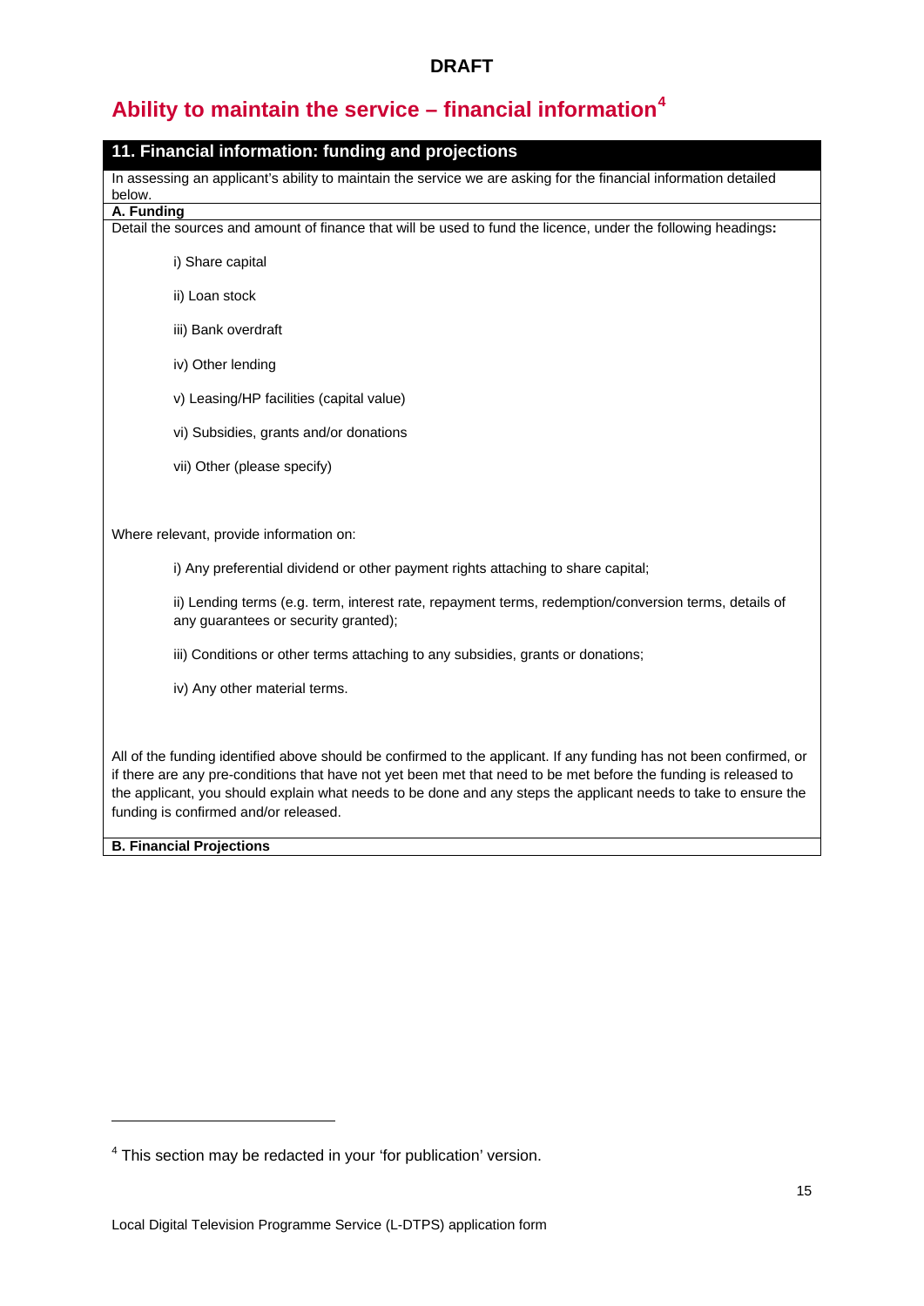**DRAFT**

## Ability to maintain the service – financial information[4]

### 11. Financial information: funding and projections

In assessing an applicant's ability to maintain the service we are asking for the financial information detailed below.

**A. Funding**

Detail the sources and amount of finance that will be used to fund the licence, under the following headings**:**

i) Share capital

ii) Loan stock

iii) Bank overdraft

iv) Other lending

v) Leasing/HP facilities (capital value)

vi) Subsidies, grants and/or donations

vii) Other (please specify)

Where relevant, provide information on:

i) Any preferential dividend or other payment rights attaching to share capital;

ii) Lending terms (e.g. term, interest rate, repayment terms, redemption/conversion terms, details of any guarantees or security granted);

iii) Conditions or other terms attaching to any subsidies, grants or donations;

iv) Any other material terms.

All of the funding identified above should be confirmed to the applicant. If any funding has not been confirmed, or if there are any pre-conditions that have not yet been met that need to be met before the funding is released to the applicant, you should explain what needs to be done and any steps the applicant needs to take to ensure the funding is confirmed and/or released.

**B. Financial Projections**

[4] This section may be redacted in your 'for publication' version.

Local Digital Television Programme Service (L-DTPS) application form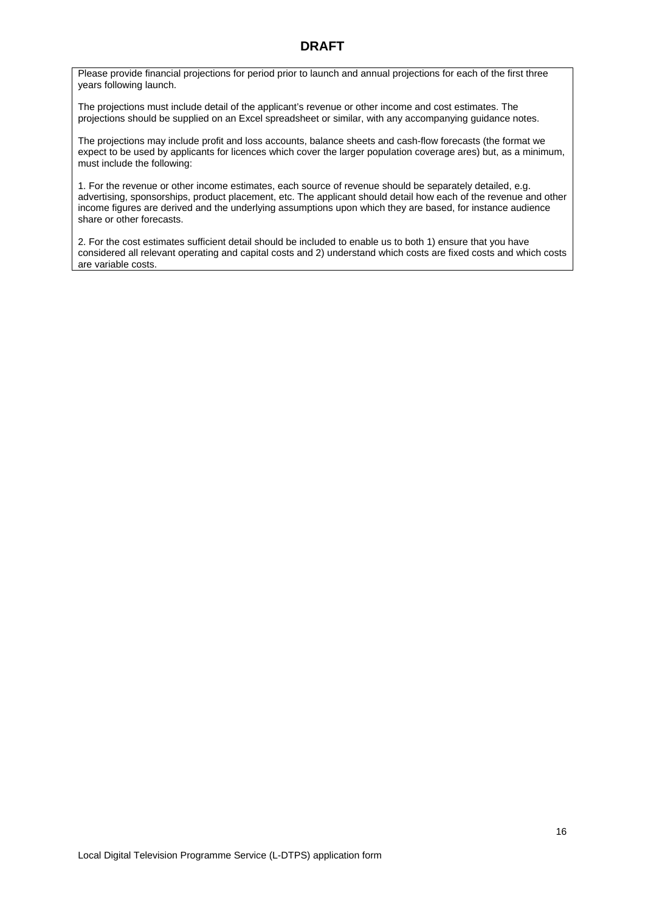Please provide financial projections for period prior to launch and annual projections for each of the first three years following launch.

The projections must include detail of the applicant's revenue or other income and cost estimates. The projections should be supplied on an Excel spreadsheet or similar, with any accompanying guidance notes.

The projections may include profit and loss accounts, balance sheets and cash-flow forecasts (the format we expect to be used by applicants for licences which cover the larger population coverage ares) but, as a minimum, must include the following:

1. For the revenue or other income estimates, each source of revenue should be separately detailed, e.g. advertising, sponsorships, product placement, etc. The applicant should detail how each of the revenue and other income figures are derived and the underlying assumptions upon which they are based, for instance audience share or other forecasts.

2. For the cost estimates sufficient detail should be included to enable us to both 1) ensure that you have considered all relevant operating and capital costs and 2) understand which costs are fixed costs and which costs are variable costs.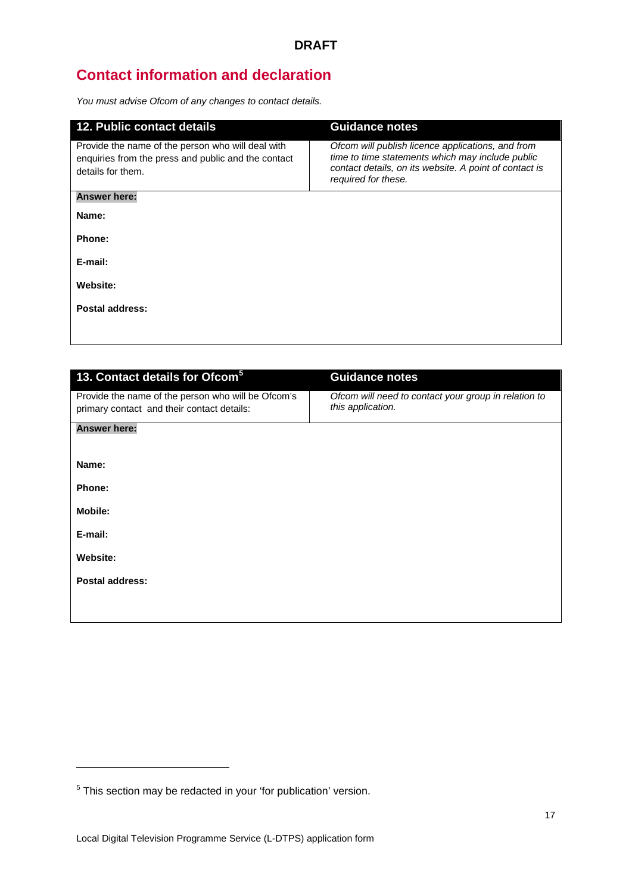**DRAFT**

## Contact information and declaration

*You must advise Ofcom of any changes to contact details.*

| 12. Public contact details | Guidance notes |
| --- | --- |
| Provide the name of the person who will deal with enquiries from the press and public and the contact details for them. | *Ofcom will publish licence applications, and from time to time statements which may include public contact details, on its website. A point of contact is required for these.* |

**Answer here:**

**Name:**

**Phone:**

**E-mail:**

**Website:**

**Postal address:**

| 13. Contact details for Ofcom[5] | Guidance notes |
| --- | --- |
| Provide the name of the person who will be Ofcom's primary contact and their contact details: | *Ofcom will need to contact your group in relation to this application.* |

**Answer here:**

**Name:**

**Phone:**

**Mobile:**

**E-mail:**

**Website:**

**Postal address:**

---

[5] This section may be redacted in your 'for publication' version.

Local Digital Television Programme Service (L-DTPS) application form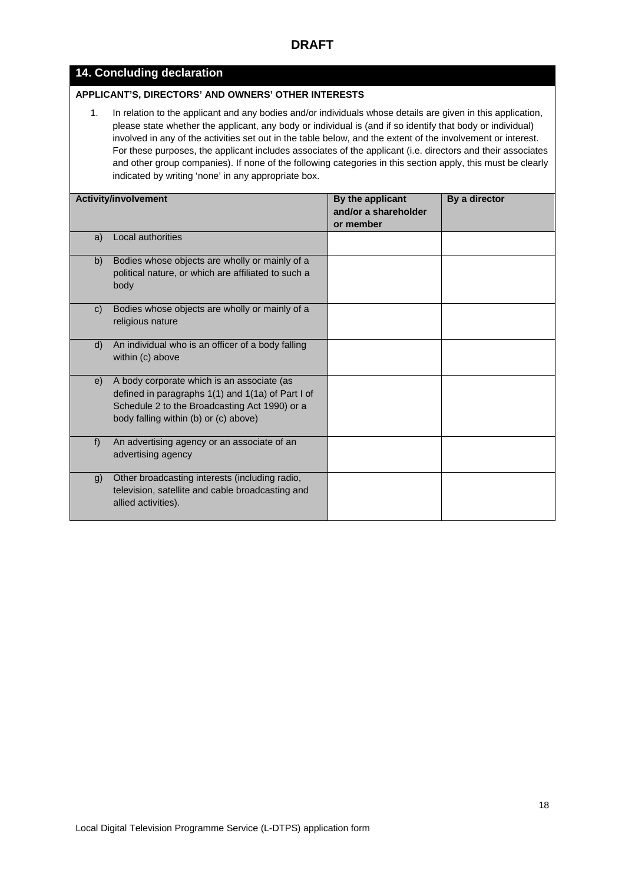**DRAFT**

## 14. Concluding declaration

**APPLICANT'S, DIRECTORS' AND OWNERS' OTHER INTERESTS**

1. In relation to the applicant and any bodies and/or individuals whose details are given in this application, please state whether the applicant, any body or individual is (and if so identify that body or individual) involved in any of the activities set out in the table below, and the extent of the involvement or interest. For these purposes, the applicant includes associates of the applicant (i.e. directors and their associates and other group companies). If none of the following categories in this section apply, this must be clearly indicated by writing 'none' in any appropriate box.

| Activity/involvement | By the applicant and/or a shareholder or member | By a director |
|---|---|---|
| a) Local authorities | | |
| b) Bodies whose objects are wholly or mainly of a political nature, or which are affiliated to such a body | | |
| c) Bodies whose objects are wholly or mainly of a religious nature | | |
| d) An individual who is an officer of a body falling within (c) above | | |
| e) A body corporate which is an associate (as defined in paragraphs 1(1) and 1(1a) of Part I of Schedule 2 to the Broadcasting Act 1990) or a body falling within (b) or (c) above) | | |
| f) An advertising agency or an associate of an advertising agency | | |
| g) Other broadcasting interests (including radio, television, satellite and cable broadcasting and allied activities). | | |

Local Digital Television Programme Service (L-DTPS) application form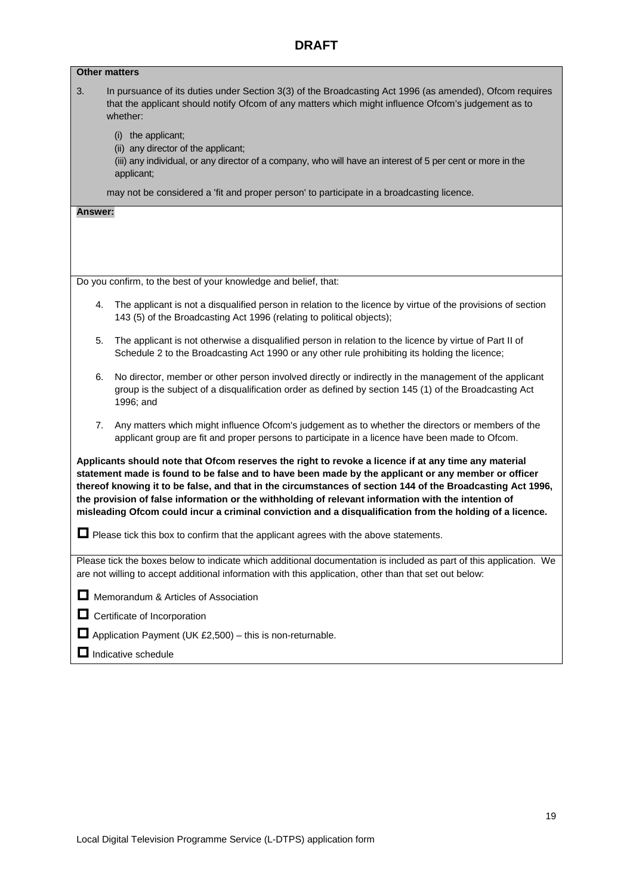**DRAFT**

**Other matters**

3. In pursuance of its duties under Section 3(3) of the Broadcasting Act 1996 (as amended), Ofcom requires that the applicant should notify Ofcom of any matters which might influence Ofcom's judgement as to whether:

   (i) the applicant;
   (ii) any director of the applicant;
   (iii) any individual, or any director of a company, who will have an interest of 5 per cent or more in the applicant;

   may not be considered a 'fit and proper person' to participate in a broadcasting licence.

**Answer:**

Do you confirm, to the best of your knowledge and belief, that:

4. The applicant is not a disqualified person in relation to the licence by virtue of the provisions of section 143 (5) of the Broadcasting Act 1996 (relating to political objects);

5. The applicant is not otherwise a disqualified person in relation to the licence by virtue of Part II of Schedule 2 to the Broadcasting Act 1990 or any other rule prohibiting its holding the licence;

6. No director, member or other person involved directly or indirectly in the management of the applicant group is the subject of a disqualification order as defined by section 145 (1) of the Broadcasting Act 1996; and

7. Any matters which might influence Ofcom's judgement as to whether the directors or members of the applicant group are fit and proper persons to participate in a licence have been made to Ofcom.

**Applicants should note that Ofcom reserves the right to revoke a licence if at any time any material statement made is found to be false and to have been made by the applicant or any member or officer thereof knowing it to be false, and that in the circumstances of section 144 of the Broadcasting Act 1996, the provision of false information or the withholding of relevant information with the intention of misleading Ofcom could incur a criminal conviction and a disqualification from the holding of a licence.**

☐ Please tick this box to confirm that the applicant agrees with the above statements.

Please tick the boxes below to indicate which additional documentation is included as part of this application. We are not willing to accept additional information with this application, other than that set out below:

☐ Memorandum & Articles of Association

☐ Certificate of Incorporation

☐ Application Payment (UK £2,500) – this is non-returnable.

☐ Indicative schedule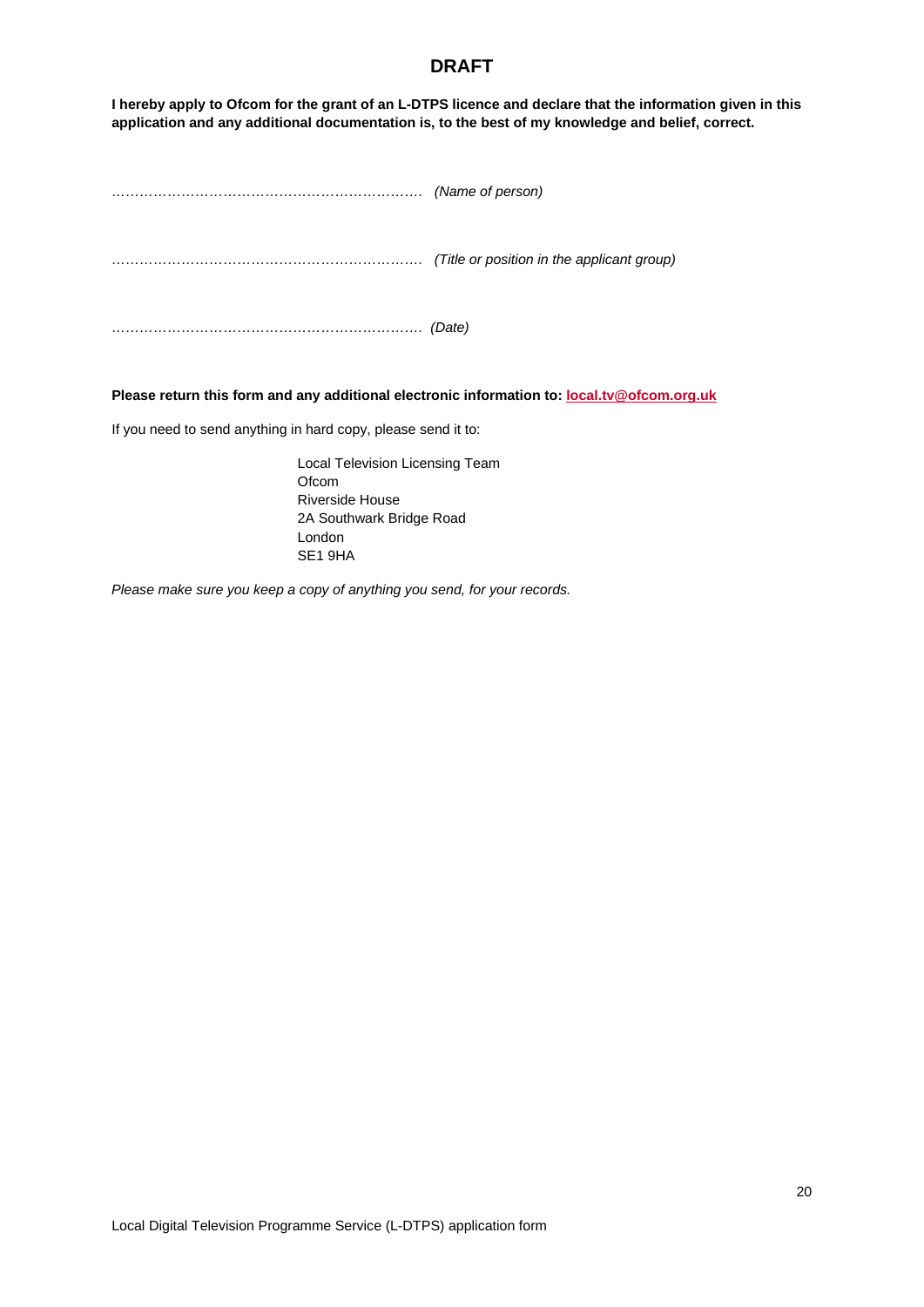# DRAFT

**I hereby apply to Ofcom for the grant of an L-DTPS licence and declare that the information given in this application and any additional documentation is, to the best of my knowledge and belief, correct.**

…………………………………………………………. *(Name of person)*

…………………………………………………………. *(Title or position in the applicant group)*

…………………………………………………………. *(Date)*

**Please return this form and any additional electronic information to: local.tv@ofcom.org.uk**

If you need to send anything in hard copy, please send it to:

Local Television Licensing Team
Ofcom
Riverside House
2A Southwark Bridge Road
London
SE1 9HA

*Please make sure you keep a copy of anything you send, for your records.*